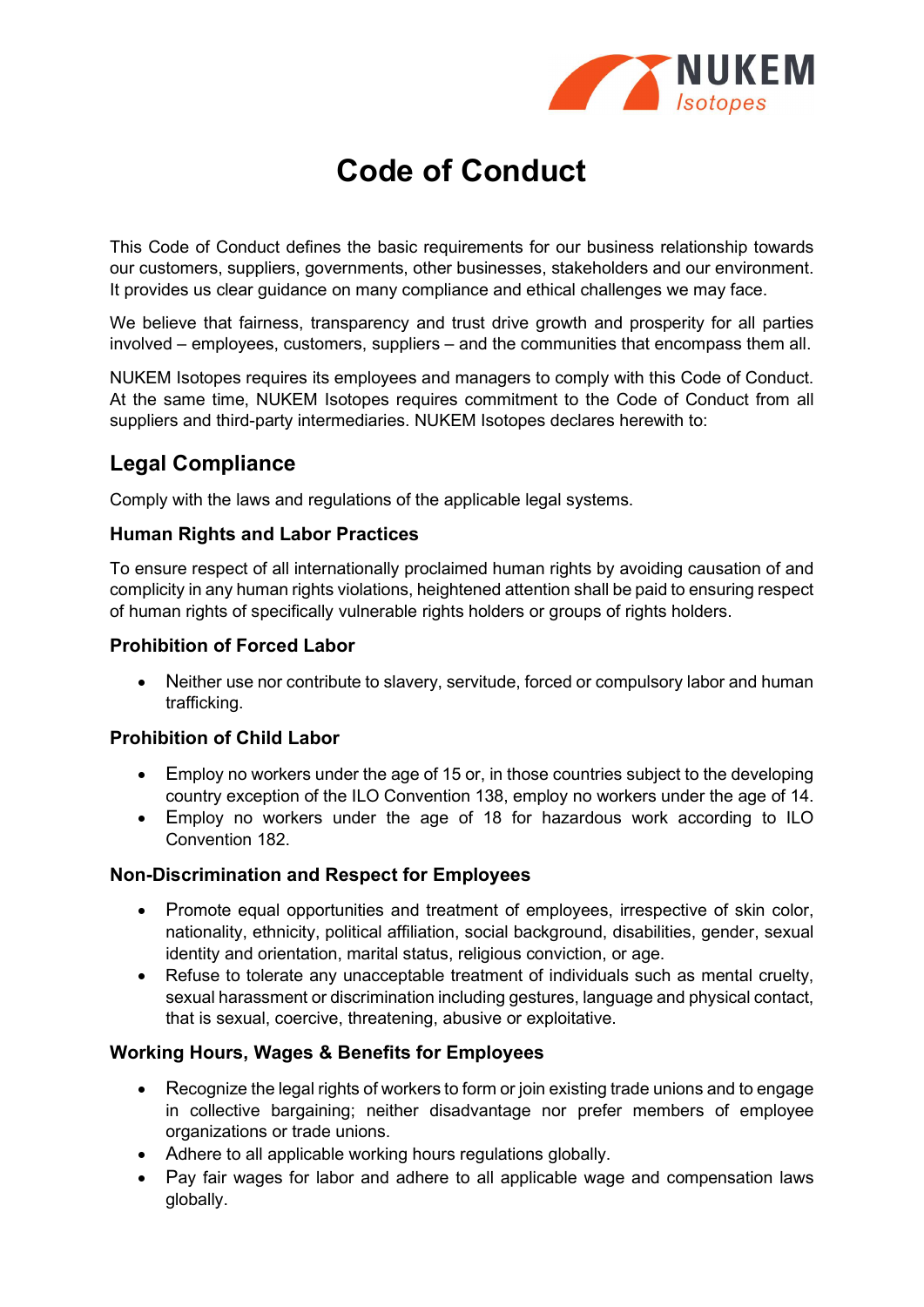# Code of Conduct

This Code of Conduct defines the basic requirements for our business relationship towards our customers, suppliers, governments, other businesses, stakeholders and our environment. It provides us clear guidance on many compliance and ethical challenges we may face.

We believe that fairness, transparency and trust drive growth and prosperity for all parties involved – employees, customers, suppliers – and the communities that encompass them all.

NUKEM Isotopes requires its employees and managers to comply with this Code of Conduct. At the same time, NUKEM Isotopes requires commitment to the Code of Conduct from all suppliers and third-party intermediaries. NUKEM Isotopes declares herewith to:

## Legal Compliance

Comply with the laws and regulations of the applicable legal systems.

### Human Rights and Labor Practices

To ensure respect of all internationally proclaimed human rights by avoiding causation of and complicity in any human rights violations, heightened attention shall be paid to ensuring respect of human rights of specifically vulnerable rights holders or groups of rights holders.

### Prohibition of Forced Labor

- Neither use nor contribute to slavery, servitude, forced or compulsory labor and human trafficking.

### Prohibition of Child Labor

- Employ no workers under the age of 15 or, in those countries subject to the developing country exception of the ILO Convention 138, employ no workers under the age of 14.
- Employ no workers under the age of 18 for hazardous work according to ILO Convention 182.

### Non-Discrimination and Respect for Employees

- Promote equal opportunities and treatment of employees, irrespective of skin color, nationality, ethnicity, political affiliation, social background, disabilities, gender, sexual identity and orientation, marital status, religious conviction, or age.
- Refuse to tolerate any unacceptable treatment of individuals such as mental cruelty, sexual harassment or discrimination including gestures, language and physical contact, that is sexual, coercive, threatening, abusive or exploitative.

### Working Hours, Wages & Benefits for Employees

- Recognize the legal rights of workers to form or join existing trade unions and to engage in collective bargaining; neither disadvantage nor prefer members of employee organizations or trade unions.
- Adhere to all applicable working hours regulations globally.
- Pay fair wages for labor and adhere to all applicable wage and compensation laws globally.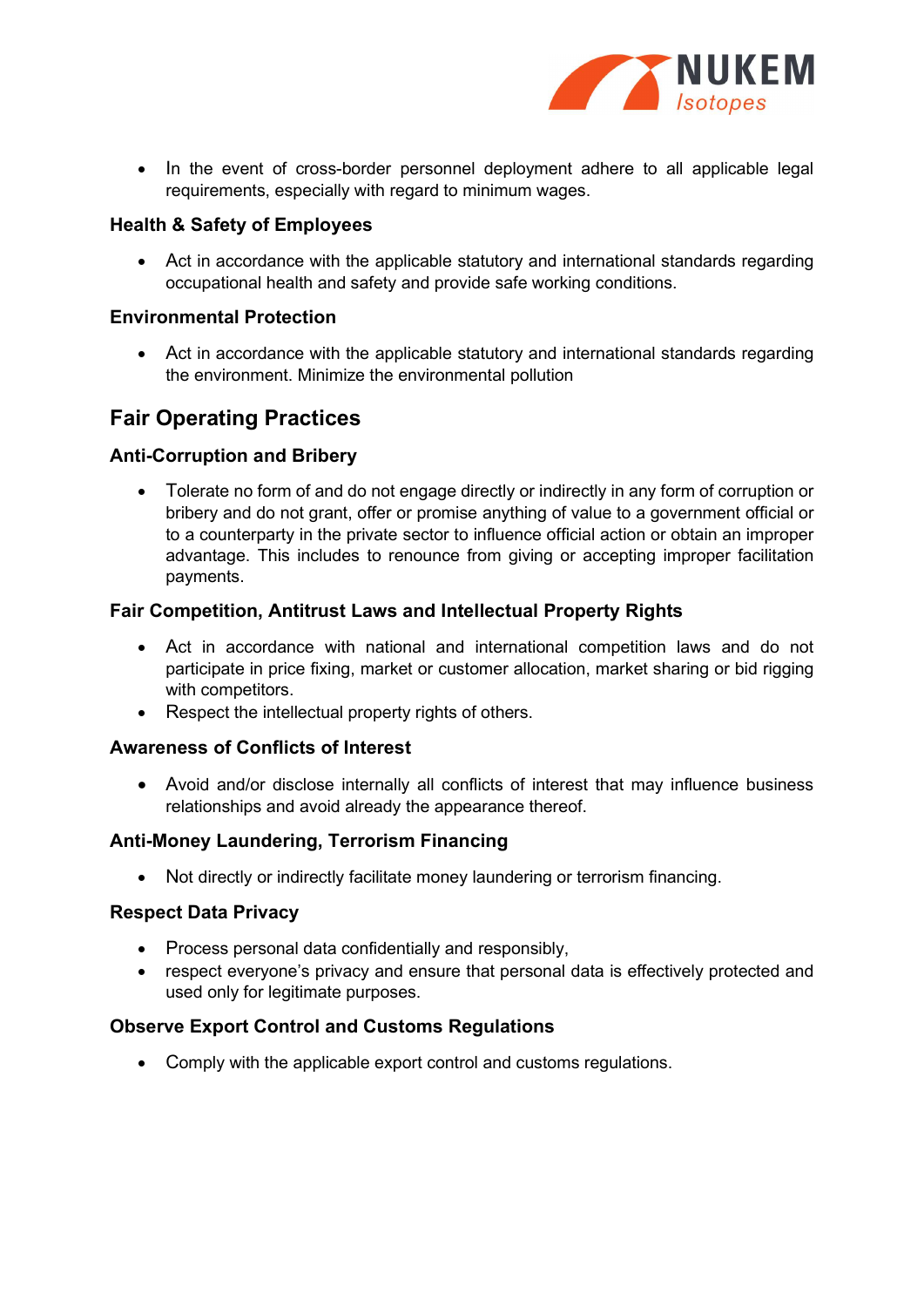- In the event of cross-border personnel deployment adhere to all applicable legal requirements, especially with regard to minimum wages.

### Health & Safety of Employees

- Act in accordance with the applicable statutory and international standards regarding occupational health and safety and provide safe working conditions.

### Environmental Protection

- Act in accordance with the applicable statutory and international standards regarding the environment. Minimize the environmental pollution

## Fair Operating Practices

### Anti-Corruption and Bribery

- Tolerate no form of and do not engage directly or indirectly in any form of corruption or bribery and do not grant, offer or promise anything of value to a government official or to a counterparty in the private sector to influence official action or obtain an improper advantage. This includes to renounce from giving or accepting improper facilitation payments.

### Fair Competition, Antitrust Laws and Intellectual Property Rights

- Act in accordance with national and international competition laws and do not participate in price fixing, market or customer allocation, market sharing or bid rigging with competitors.
- Respect the intellectual property rights of others.

### Awareness of Conflicts of Interest

- Avoid and/or disclose internally all conflicts of interest that may influence business relationships and avoid already the appearance thereof.

### Anti-Money Laundering, Terrorism Financing

- Not directly or indirectly facilitate money laundering or terrorism financing.

### Respect Data Privacy

- Process personal data confidentially and responsibly,
- respect everyone's privacy and ensure that personal data is effectively protected and used only for legitimate purposes.

### Observe Export Control and Customs Regulations

- Comply with the applicable export control and customs regulations.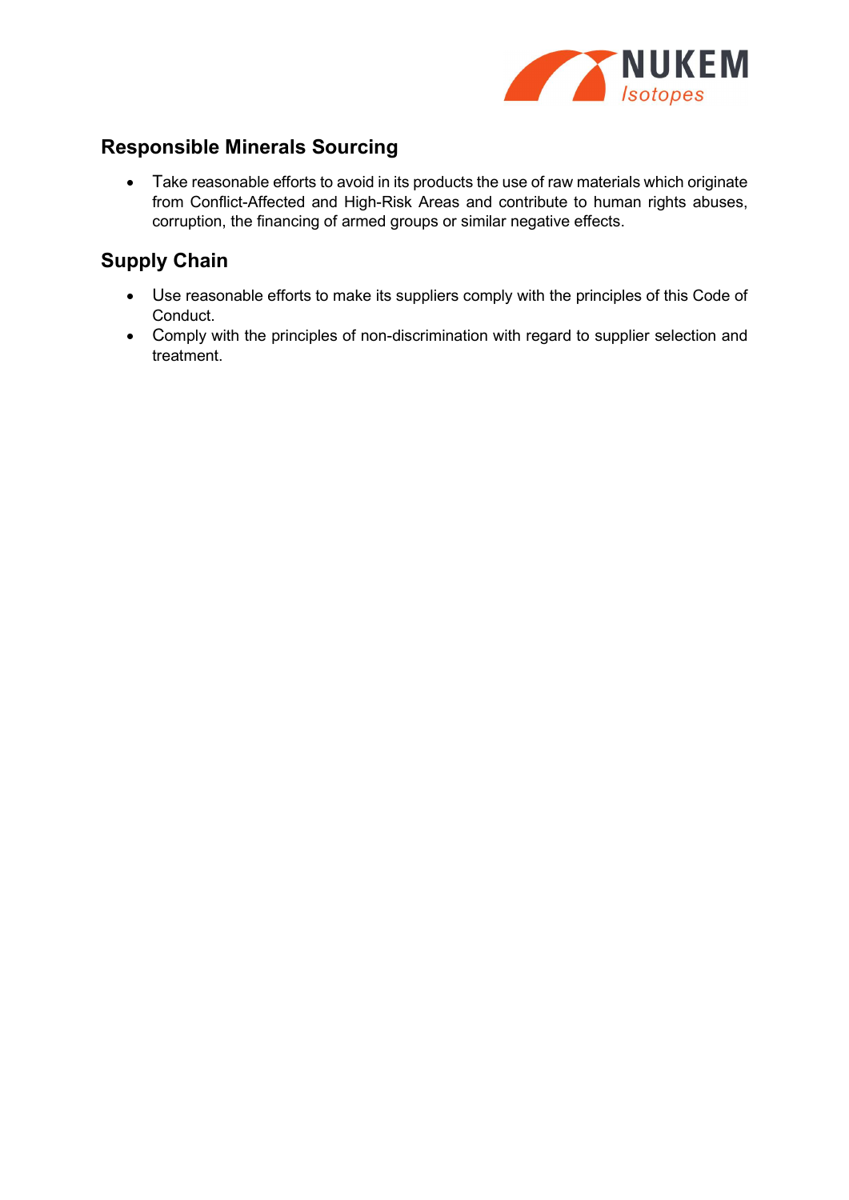## Responsible Minerals Sourcing

- Take reasonable efforts to avoid in its products the use of raw materials which originate from Conflict-Affected and High-Risk Areas and contribute to human rights abuses, corruption, the financing of armed groups or similar negative effects.

## Supply Chain

- Use reasonable efforts to make its suppliers comply with the principles of this Code of Conduct.
- Comply with the principles of non-discrimination with regard to supplier selection and treatment.